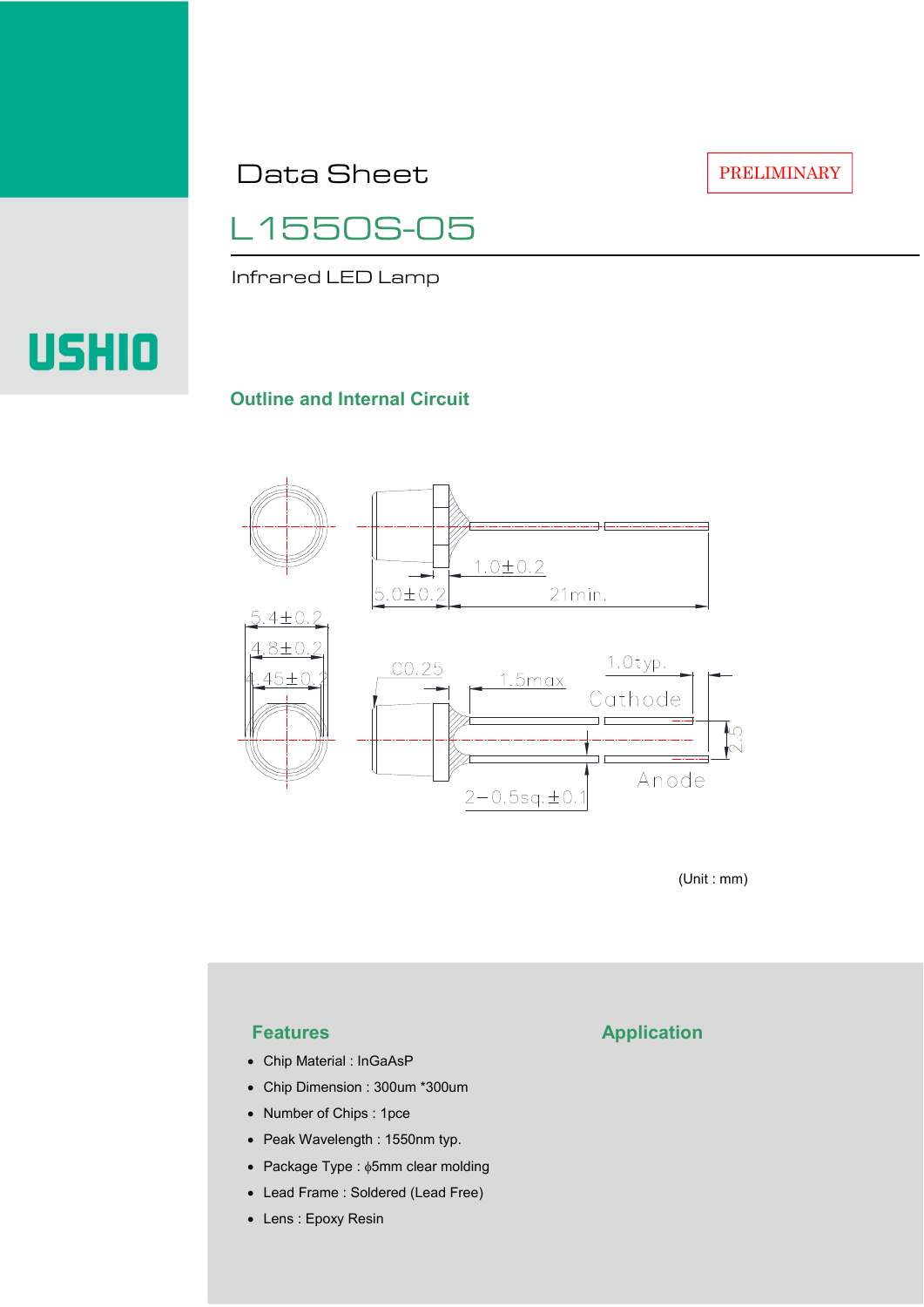Data Sheet

PRELIMINARY

# L1550S-05

Infrared LED Lamp

USHIO

## Outline and Internal Circuit

5.4±0.2

4.8±0.2

4.45±0.2

1.0±0.2

5.0±0.2

21min.

C0.25

1.5max

1.0typ.

Cathode

2.5

Anode

2−0.5sq.±0.1

(Unit : mm)

## Features

- Chip Material : InGaAsP
- Chip Dimension : 300um *300um
- Number of Chips : 1pce
- Peak Wavelength : 1550nm typ.
- Package Type : ϕ5mm clear molding
- Lead Frame : Soldered (Lead Free)
- Lens : Epoxy Resin

## Application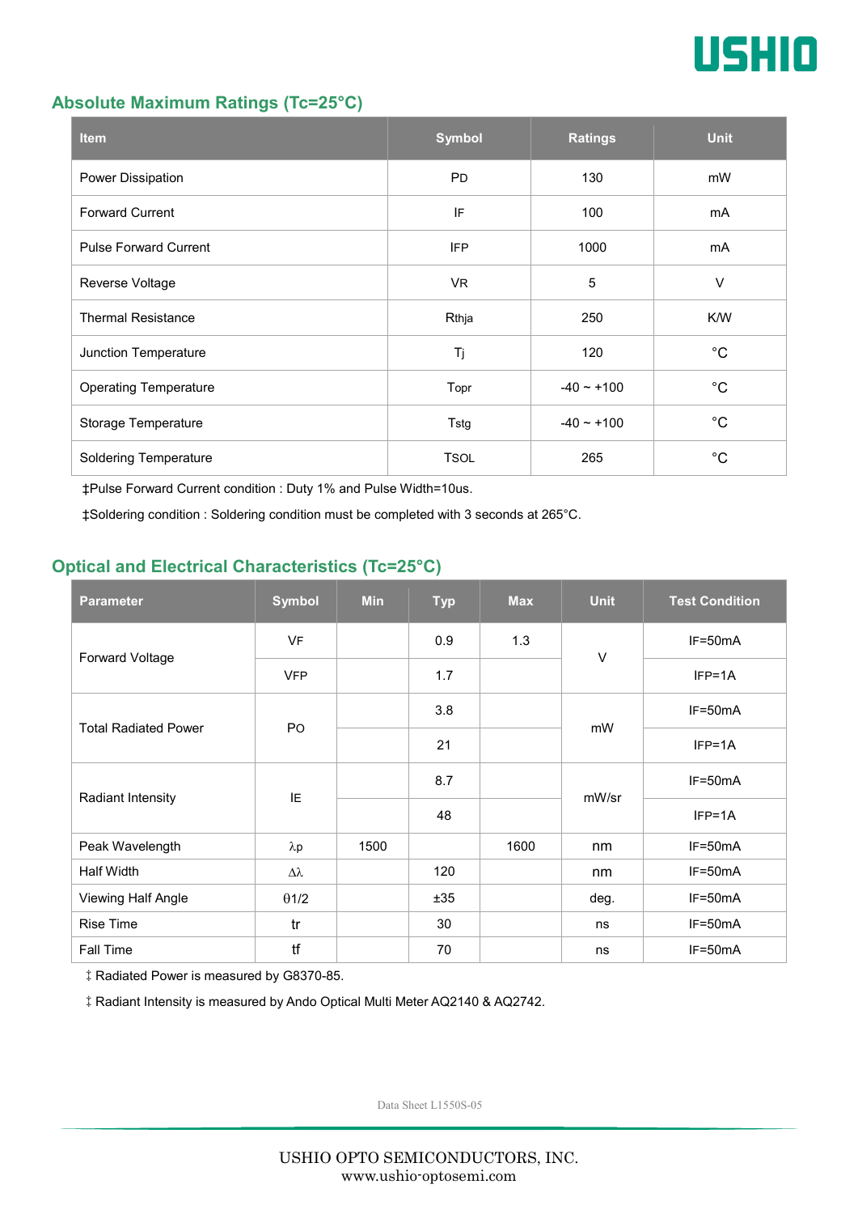## Absolute Maximum Ratings (Tc=25°C)

| Item | Symbol | Ratings | Unit |
|---|---|---|---|
| Power Dissipation | PD | 130 | mW |
| Forward Current | IF | 100 | mA |
| Pulse Forward Current | IFP | 1000 | mA |
| Reverse Voltage | VR | 5 | V |
| Thermal Resistance | Rthja | 250 | K/W |
| Junction Temperature | Tj | 120 | °C |
| Operating Temperature | Topr | -40 ~ +100 | °C |
| Storage Temperature | Tstg | -40 ~ +100 | °C |
| Soldering Temperature | TSOL | 265 | °C |

‡Pulse Forward Current condition : Duty 1% and Pulse Width=10us.

‡Soldering condition : Soldering condition must be completed with 3 seconds at 265°C.

## Optical and Electrical Characteristics (Tc=25°C)

| Parameter | Symbol | Min | Typ | Max | Unit | Test Condition |
|---|---|---|---|---|---|---|
| Forward Voltage | VF | | 0.9 | 1.3 | V | IF=50mA |
| | VFP | | 1.7 | | | IFP=1A |
| Total Radiated Power | PO | | 3.8 | | mW | IF=50mA |
| | | | 21 | | | IFP=1A |
| Radiant Intensity | IE | | 8.7 | | mW/sr | IF=50mA |
| | | | 48 | | | IFP=1A |
| Peak Wavelength | λp | 1500 | | 1600 | nm | IF=50mA |
| Half Width | Δλ | | 120 | | nm | IF=50mA |
| Viewing Half Angle | θ1/2 | | ±35 | | deg. | IF=50mA |
| Rise Time | tr | | 30 | | ns | IF=50mA |
| Fall Time | tf | | 70 | | ns | IF=50mA |

‡ Radiated Power is measured by G8370-85.

‡ Radiant Intensity is measured by Ando Optical Multi Meter AQ2140 & AQ2742.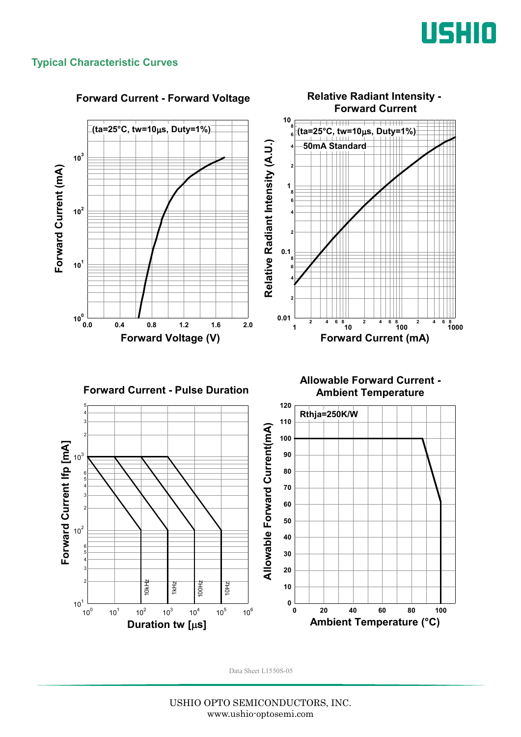## Typical Characteristic Curves

### Forward Current - Forward Voltage

(ta=25°C, tw=10μs, Duty=1%)

Forward Current (mA) vs. Forward Voltage (V)

### Relative Radiant Intensity - Forward Current

(ta=25°C, tw=10μs, Duty=1%)

50mA Standard

Relative Radiant Intensity (A.U.) vs. Forward Current (mA)

### Forward Current - Pulse Duration

Forward Current Ifp [mA] vs. Duration tw [μs]

10kHz, 1kHz, 100Hz, 10Hz

### Allowable Forward Current - Ambient Temperature

Rthja=250K/W

Allowable Forward Current(mA) vs. Ambient Temperature (°C)

Data Sheet L1550S-05

USHIO OPTO SEMICONDUCTORS, INC.
www.ushio-optosemi.com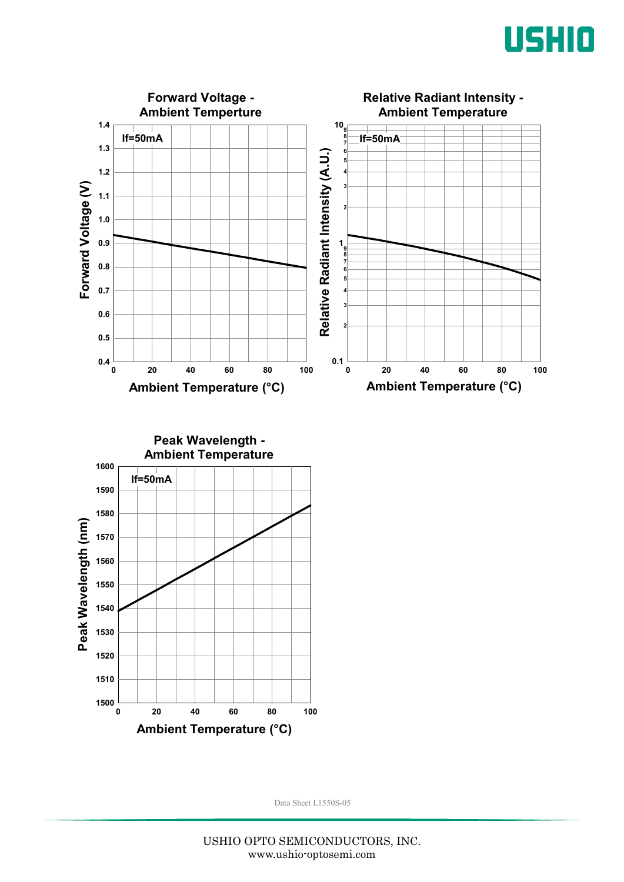### Forward Voltage - Ambient Temperture

If=50mA

Forward Voltage (V) vs. Ambient Temperature (°C)

### Relative Radiant Intensity - Ambient Temperature

If=50mA

Relative Radiant Intensity (A.U.) vs. Ambient Temperature (°C)

### Peak Wavelength - Ambient Temperature

If=50mA

Peak Wavelength (nm) vs. Ambient Temperature (°C)

Data Sheet L1550S-05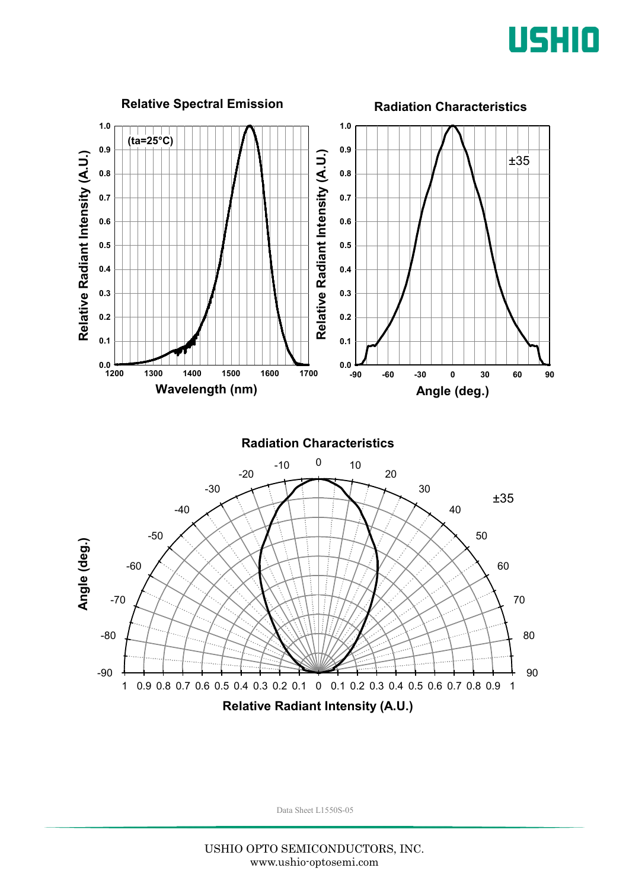**Relative Spectral Emission**

(ta=25°C)

Relative Radiant Intensity (A.U.)

Wavelength (nm)

**Radiation Characteristics**

±35

Relative Radiant Intensity (A.U.)

Angle (deg.)

**Radiation Characteristics**

±35

Angle (deg.)

Relative Radiant Intensity (A.U.)

Data Sheet L1550S-05

USHIO OPTO SEMICONDUCTORS, INC.
www.ushio-optosemi.com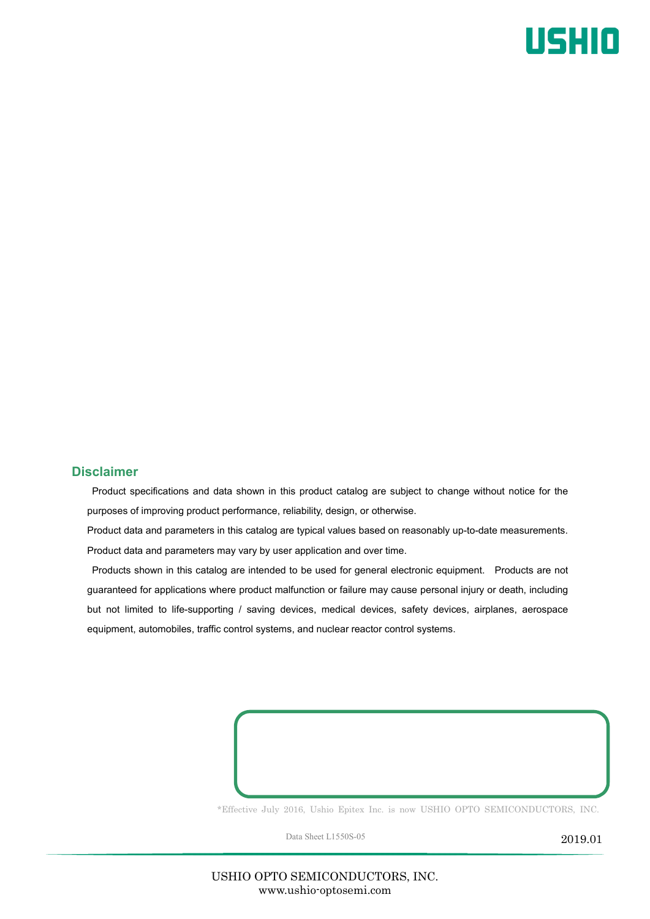## Disclaimer

Product specifications and data shown in this product catalog are subject to change without notice for the purposes of improving product performance, reliability, design, or otherwise.

Product data and parameters in this catalog are typical values based on reasonably up-to-date measurements. Product data and parameters may vary by user application and over time.

Products shown in this catalog are intended to be used for general electronic equipment. Products are not guaranteed for applications where product malfunction or failure may cause personal injury or death, including but not limited to life-supporting / saving devices, medical devices, safety devices, airplanes, aerospace equipment, automobiles, traffic control systems, and nuclear reactor control systems.

*Effective July 2016, Ushio Epitex Inc. is now USHIO OPTO SEMICONDUCTORS, INC.

Data Sheet L1550S-05

2019.01

USHIO OPTO SEMICONDUCTORS, INC.
www.ushio-optosemi.com